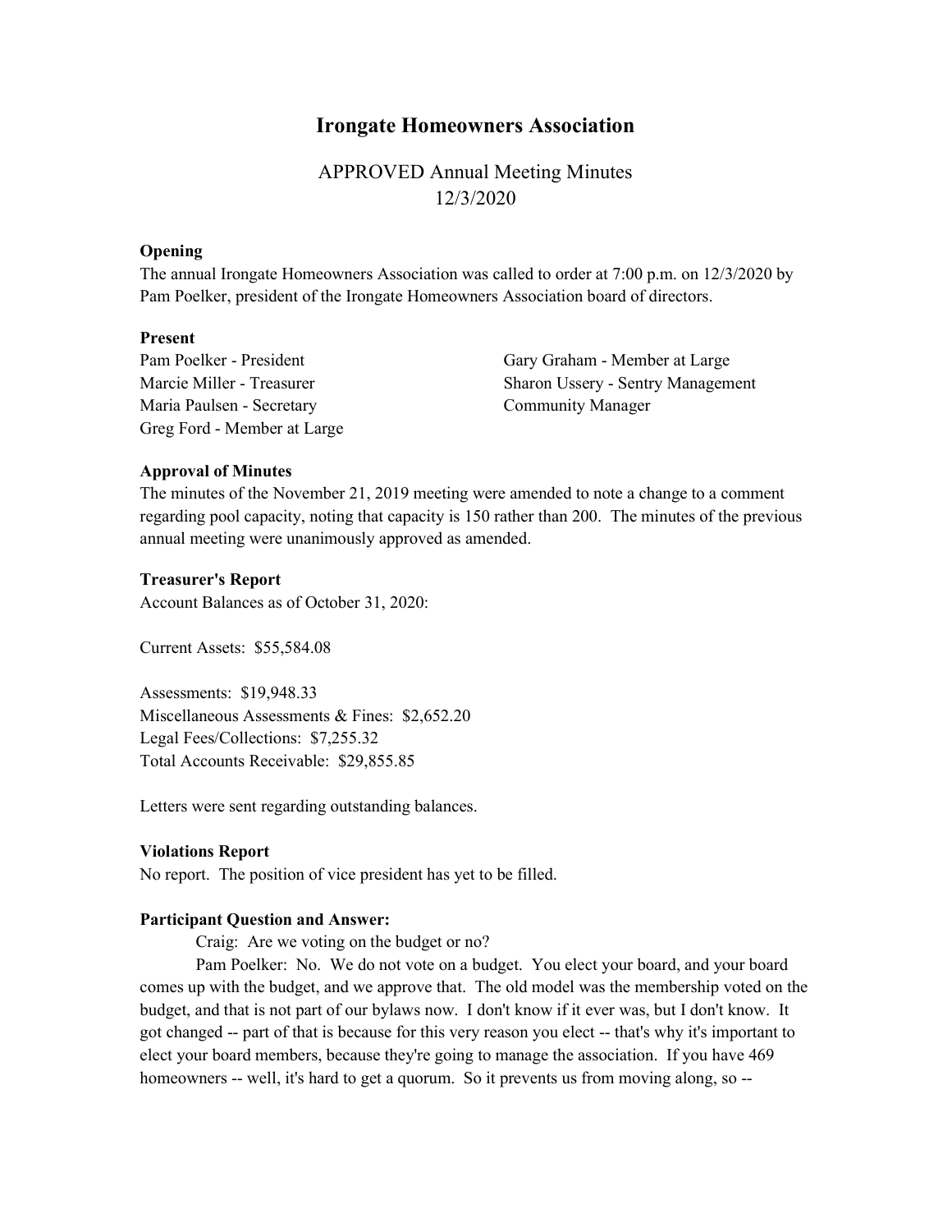# Irongate Homeowners Association

## APPROVED Annual Meeting Minutes
## 12/3/2020

**Opening**

The annual Irongate Homeowners Association was called to order at 7:00 p.m. on 12/3/2020 by Pam Poelker, president of the Irongate Homeowners Association board of directors.

**Present**

Pam Poelker - President
Marcie Miller - Treasurer
Maria Paulsen - Secretary
Greg Ford - Member at Large
Gary Graham - Member at Large
Sharon Ussery - Sentry Management Community Manager

**Approval of Minutes**

The minutes of the November 21, 2019 meeting were amended to note a change to a comment regarding pool capacity, noting that capacity is 150 rather than 200. The minutes of the previous annual meeting were unanimously approved as amended.

**Treasurer's Report**

Account Balances as of October 31, 2020:

Current Assets: $55,584.08

Assessments: $19,948.33
Miscellaneous Assessments & Fines: $2,652.20
Legal Fees/Collections: $7,255.32
Total Accounts Receivable: $29,855.85

Letters were sent regarding outstanding balances.

**Violations Report**

No report. The position of vice president has yet to be filled.

**Participant Question and Answer:**

Craig: Are we voting on the budget or no?

Pam Poelker: No. We do not vote on a budget. You elect your board, and your board comes up with the budget, and we approve that. The old model was the membership voted on the budget, and that is not part of our bylaws now. I don't know if it ever was, but I don't know. It got changed -- part of that is because for this very reason you elect -- that's why it's important to elect your board members, because they're going to manage the association. If you have 469 homeowners -- well, it's hard to get a quorum. So it prevents us from moving along, so --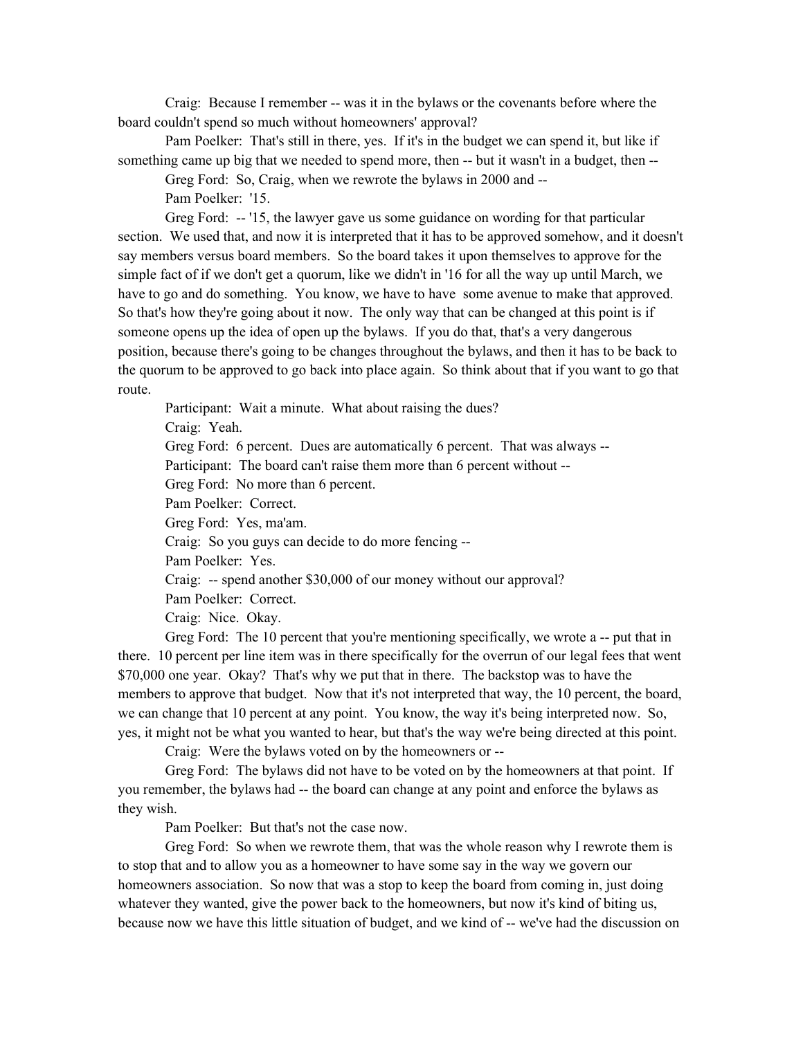Craig: Because I remember -- was it in the bylaws or the covenants before where the board couldn't spend so much without homeowners' approval?

Pam Poelker: That's still in there, yes. If it's in the budget we can spend it, but like if something came up big that we needed to spend more, then -- but it wasn't in a budget, then --

Greg Ford: So, Craig, when we rewrote the bylaws in 2000 and --

Pam Poelker: '15.

Greg Ford: -- '15, the lawyer gave us some guidance on wording for that particular section. We used that, and now it is interpreted that it has to be approved somehow, and it doesn't say members versus board members. So the board takes it upon themselves to approve for the simple fact of if we don't get a quorum, like we didn't in '16 for all the way up until March, we have to go and do something. You know, we have to have some avenue to make that approved. So that's how they're going about it now. The only way that can be changed at this point is if someone opens up the idea of open up the bylaws. If you do that, that's a very dangerous position, because there's going to be changes throughout the bylaws, and then it has to be back to the quorum to be approved to go back into place again. So think about that if you want to go that route.

Participant: Wait a minute. What about raising the dues?

Craig: Yeah.

Greg Ford: 6 percent. Dues are automatically 6 percent. That was always --

Participant: The board can't raise them more than 6 percent without --

Greg Ford: No more than 6 percent.

Pam Poelker: Correct.

Greg Ford: Yes, ma'am.

Craig: So you guys can decide to do more fencing --

Pam Poelker: Yes.

Craig: -- spend another $30,000 of our money without our approval?

Pam Poelker: Correct.

Craig: Nice. Okay.

Greg Ford: The 10 percent that you're mentioning specifically, we wrote a -- put that in there. 10 percent per line item was in there specifically for the overrun of our legal fees that went $70,000 one year. Okay? That's why we put that in there. The backstop was to have the members to approve that budget. Now that it's not interpreted that way, the 10 percent, the board, we can change that 10 percent at any point. You know, the way it's being interpreted now. So, yes, it might not be what you wanted to hear, but that's the way we're being directed at this point.

Craig: Were the bylaws voted on by the homeowners or --

Greg Ford: The bylaws did not have to be voted on by the homeowners at that point. If you remember, the bylaws had -- the board can change at any point and enforce the bylaws as they wish.

Pam Poelker: But that's not the case now.

Greg Ford: So when we rewrote them, that was the whole reason why I rewrote them is to stop that and to allow you as a homeowner to have some say in the way we govern our homeowners association. So now that was a stop to keep the board from coming in, just doing whatever they wanted, give the power back to the homeowners, but now it's kind of biting us, because now we have this little situation of budget, and we kind of -- we've had the discussion on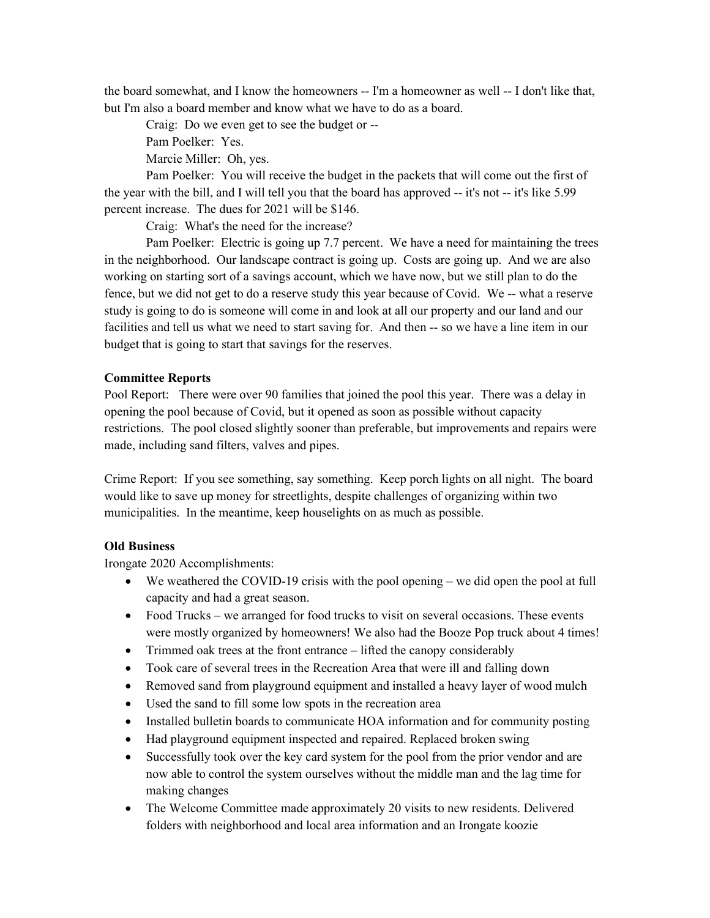the board somewhat, and I know the homeowners -- I'm a homeowner as well -- I don't like that, but I'm also a board member and know what we have to do as a board.

Craig: Do we even get to see the budget or --

Pam Poelker: Yes.

Marcie Miller: Oh, yes.

Pam Poelker: You will receive the budget in the packets that will come out the first of the year with the bill, and I will tell you that the board has approved -- it's not -- it's like 5.99 percent increase. The dues for 2021 will be $146.

Craig: What's the need for the increase?

Pam Poelker: Electric is going up 7.7 percent. We have a need for maintaining the trees in the neighborhood. Our landscape contract is going up. Costs are going up. And we are also working on starting sort of a savings account, which we have now, but we still plan to do the fence, but we did not get to do a reserve study this year because of Covid. We -- what a reserve study is going to do is someone will come in and look at all our property and our land and our facilities and tell us what we need to start saving for. And then -- so we have a line item in our budget that is going to start that savings for the reserves.

**Committee Reports**

Pool Report: There were over 90 families that joined the pool this year. There was a delay in opening the pool because of Covid, but it opened as soon as possible without capacity restrictions. The pool closed slightly sooner than preferable, but improvements and repairs were made, including sand filters, valves and pipes.

Crime Report: If you see something, say something. Keep porch lights on all night. The board would like to save up money for streetlights, despite challenges of organizing within two municipalities. In the meantime, keep houselights on as much as possible.

**Old Business**

Irongate 2020 Accomplishments:

- We weathered the COVID-19 crisis with the pool opening – we did open the pool at full capacity and had a great season.
- Food Trucks – we arranged for food trucks to visit on several occasions. These events were mostly organized by homeowners! We also had the Booze Pop truck about 4 times!
- Trimmed oak trees at the front entrance – lifted the canopy considerably
- Took care of several trees in the Recreation Area that were ill and falling down
- Removed sand from playground equipment and installed a heavy layer of wood mulch
- Used the sand to fill some low spots in the recreation area
- Installed bulletin boards to communicate HOA information and for community posting
- Had playground equipment inspected and repaired. Replaced broken swing
- Successfully took over the key card system for the pool from the prior vendor and are now able to control the system ourselves without the middle man and the lag time for making changes
- The Welcome Committee made approximately 20 visits to new residents. Delivered folders with neighborhood and local area information and an Irongate koozie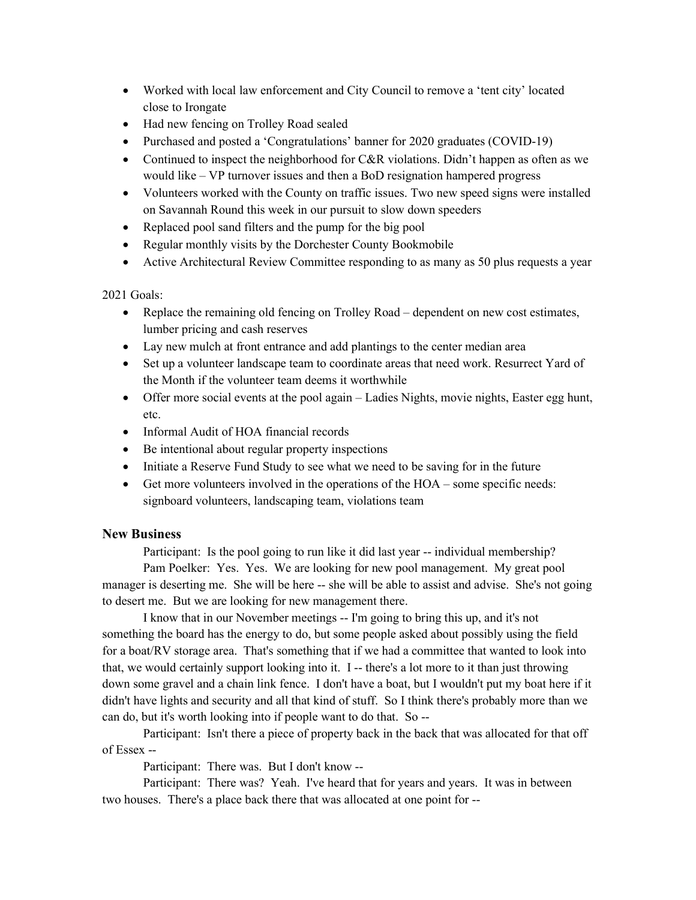- Worked with local law enforcement and City Council to remove a 'tent city' located close to Irongate
- Had new fencing on Trolley Road sealed
- Purchased and posted a 'Congratulations' banner for 2020 graduates (COVID-19)
- Continued to inspect the neighborhood for C&R violations. Didn't happen as often as we would like – VP turnover issues and then a BoD resignation hampered progress
- Volunteers worked with the County on traffic issues. Two new speed signs were installed on Savannah Round this week in our pursuit to slow down speeders
- Replaced pool sand filters and the pump for the big pool
- Regular monthly visits by the Dorchester County Bookmobile
- Active Architectural Review Committee responding to as many as 50 plus requests a year

2021 Goals:

- Replace the remaining old fencing on Trolley Road – dependent on new cost estimates, lumber pricing and cash reserves
- Lay new mulch at front entrance and add plantings to the center median area
- Set up a volunteer landscape team to coordinate areas that need work. Resurrect Yard of the Month if the volunteer team deems it worthwhile
- Offer more social events at the pool again – Ladies Nights, movie nights, Easter egg hunt, etc.
- Informal Audit of HOA financial records
- Be intentional about regular property inspections
- Initiate a Reserve Fund Study to see what we need to be saving for in the future
- Get more volunteers involved in the operations of the HOA – some specific needs: signboard volunteers, landscaping team, violations team

### New Business

Participant: Is the pool going to run like it did last year -- individual membership?

Pam Poelker: Yes. Yes. We are looking for new pool management. My great pool manager is deserting me. She will be here -- she will be able to assist and advise. She's not going to desert me. But we are looking for new management there.

I know that in our November meetings -- I'm going to bring this up, and it's not something the board has the energy to do, but some people asked about possibly using the field for a boat/RV storage area. That's something that if we had a committee that wanted to look into that, we would certainly support looking into it. I -- there's a lot more to it than just throwing down some gravel and a chain link fence. I don't have a boat, but I wouldn't put my boat here if it didn't have lights and security and all that kind of stuff. So I think there's probably more than we can do, but it's worth looking into if people want to do that. So --

Participant: Isn't there a piece of property back in the back that was allocated for that off of Essex --

Participant: There was. But I don't know --

Participant: There was? Yeah. I've heard that for years and years. It was in between two houses. There's a place back there that was allocated at one point for --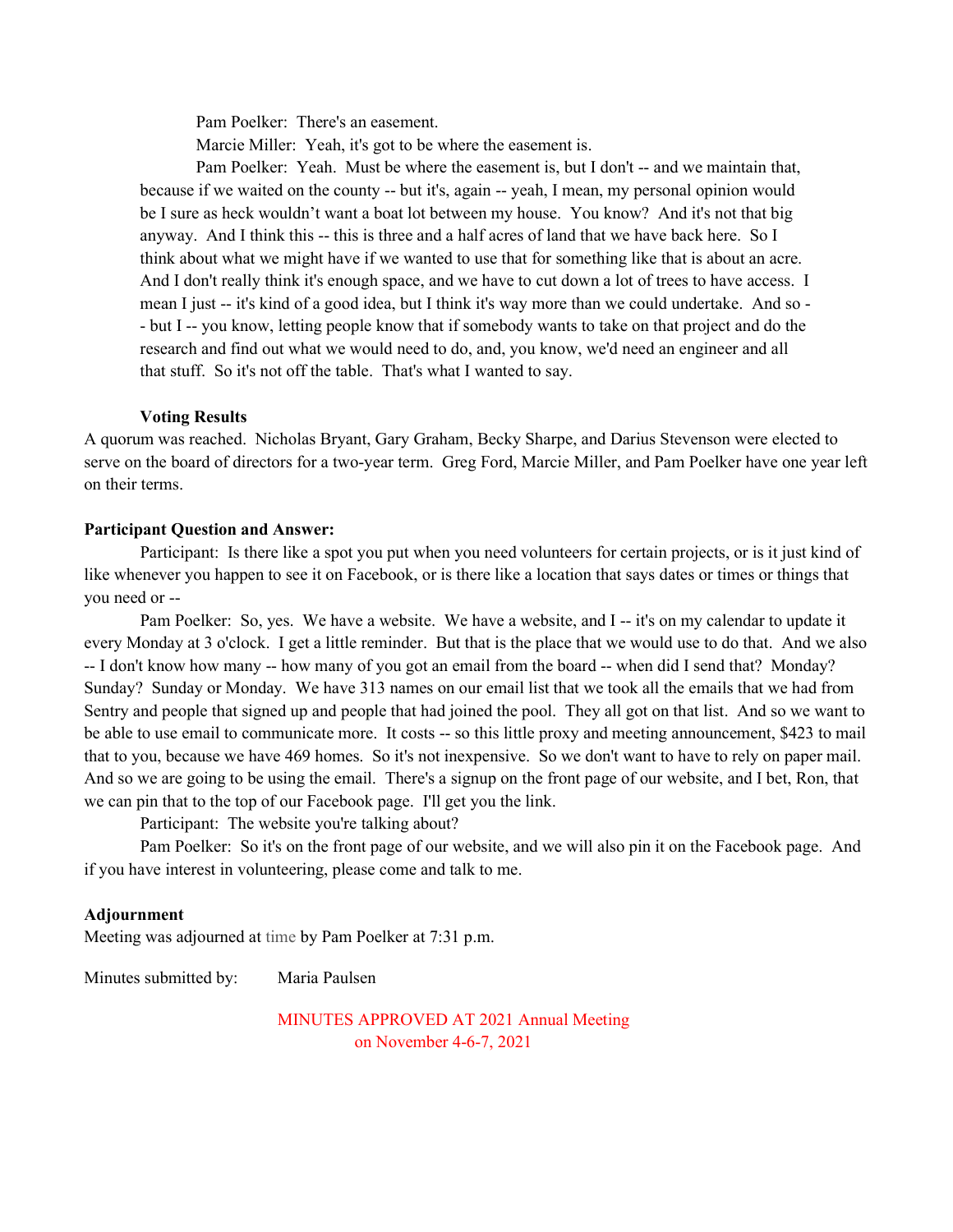Pam Poelker: There's an easement.

Marcie Miller: Yeah, it's got to be where the easement is.

Pam Poelker: Yeah. Must be where the easement is, but I don't -- and we maintain that, because if we waited on the county -- but it's, again -- yeah, I mean, my personal opinion would be I sure as heck wouldn't want a boat lot between my house. You know? And it's not that big anyway. And I think this -- this is three and a half acres of land that we have back here. So I think about what we might have if we wanted to use that for something like that is about an acre. And I don't really think it's enough space, and we have to cut down a lot of trees to have access. I mean I just -- it's kind of a good idea, but I think it's way more than we could undertake. And so -- but I -- you know, letting people know that if somebody wants to take on that project and do the research and find out what we would need to do, and, you know, we'd need an engineer and all that stuff. So it's not off the table. That's what I wanted to say.

**Voting Results**

A quorum was reached. Nicholas Bryant, Gary Graham, Becky Sharpe, and Darius Stevenson were elected to serve on the board of directors for a two-year term. Greg Ford, Marcie Miller, and Pam Poelker have one year left on their terms.

**Participant Question and Answer:**

Participant: Is there like a spot you put when you need volunteers for certain projects, or is it just kind of like whenever you happen to see it on Facebook, or is there like a location that says dates or times or things that you need or --

Pam Poelker: So, yes. We have a website. We have a website, and I -- it's on my calendar to update it every Monday at 3 o'clock. I get a little reminder. But that is the place that we would use to do that. And we also -- I don't know how many -- how many of you got an email from the board -- when did I send that? Monday? Sunday? Sunday or Monday. We have 313 names on our email list that we took all the emails that we had from Sentry and people that signed up and people that had joined the pool. They all got on that list. And so we want to be able to use email to communicate more. It costs -- so this little proxy and meeting announcement, $423 to mail that to you, because we have 469 homes. So it's not inexpensive. So we don't want to have to rely on paper mail. And so we are going to be using the email. There's a signup on the front page of our website, and I bet, Ron, that we can pin that to the top of our Facebook page. I'll get you the link.

Participant: The website you're talking about?

Pam Poelker: So it's on the front page of our website, and we will also pin it on the Facebook page. And if you have interest in volunteering, please come and talk to me.

**Adjournment**

Meeting was adjourned at time by Pam Poelker at 7:31 p.m.

Minutes submitted by: Maria Paulsen

MINUTES APPROVED AT 2021 Annual Meeting
on November 4-6-7, 2021